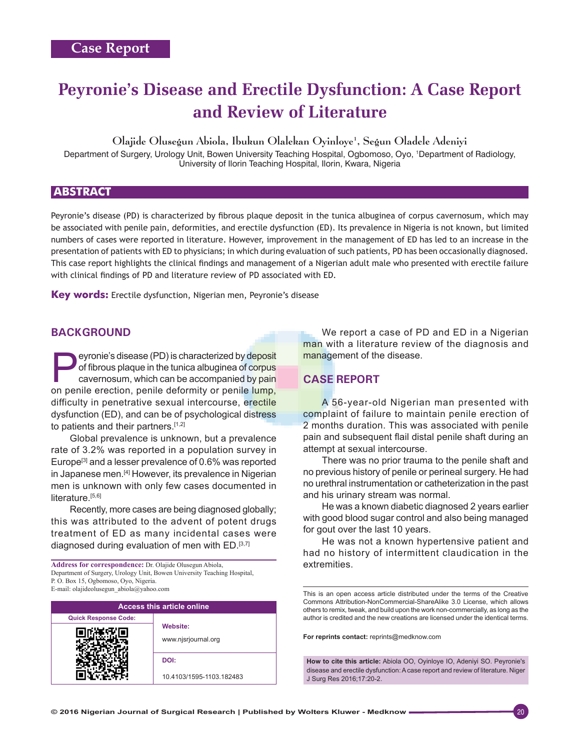Case Report

# Peyronie's Disease and Erectile Dysfunction: A Case Report and Review of Literature

Olajide Olusegun Abiola, Ibukun Olalekan Oyinloye[1], Segun Oladele Adeniyi

Department of Surgery, Urology Unit, Bowen University Teaching Hospital, Ogbomoso, Oyo, [1]Department of Radiology, University of Ilorin Teaching Hospital, Ilorin, Kwara, Nigeria

## ABSTRACT

Peyronie's disease (PD) is characterized by fibrous plaque deposit in the tunica albuginea of corpus cavernosum, which may be associated with penile pain, deformities, and erectile dysfunction (ED). Its prevalence in Nigeria is not known, but limited numbers of cases were reported in literature. However, improvement in the management of ED has led to an increase in the presentation of patients with ED to physicians; in which during evaluation of such patients, PD has been occasionally diagnosed. This case report highlights the clinical findings and management of a Nigerian adult male who presented with erectile failure with clinical findings of PD and literature review of PD associated with ED.

**Key words:** Erectile dysfunction, Nigerian men, Peyronie's disease

## BACKGROUND

Peyronie's disease (PD) is characterized by deposit of fibrous plaque in the tunica albuginea of corpus cavernosum, which can be accompanied by pain on penile erection, penile deformity or penile lump, difficulty in penetrative sexual intercourse, erectile dysfunction (ED), and can be of psychological distress to patients and their partners.[1,2]

Global prevalence is unknown, but a prevalence rate of 3.2% was reported in a population survey in Europe[3] and a lesser prevalence of 0.6% was reported in Japanese men.[4] However, its prevalence in Nigerian men is unknown with only few cases documented in literature.[5,6]

Recently, more cases are being diagnosed globally; this was attributed to the advent of potent drugs treatment of ED as many incidental cases were diagnosed during evaluation of men with ED.[3,7]

**Address for correspondence:** Dr. Olajide Olusegun Abiola, Department of Surgery, Urology Unit, Bowen University Teaching Hospital, P. O. Box 15, Ogbomoso, Oyo, Nigeria. E-mail: olajideolusegun_abiola@yahoo.com

| Access this article online | |
|---|---|
| Quick Response Code: | Website: www.njsrjournal.org |
| | DOI: 10.4103/1595-1103.182483 |

We report a case of PD and ED in a Nigerian man with a literature review of the diagnosis and management of the disease.

## CASE REPORT

A 56-year-old Nigerian man presented with complaint of failure to maintain penile erection of 2 months duration. This was associated with penile pain and subsequent flail distal penile shaft during an attempt at sexual intercourse.

There was no prior trauma to the penile shaft and no previous history of penile or perineal surgery. He had no urethral instrumentation or catheterization in the past and his urinary stream was normal.

He was a known diabetic diagnosed 2 years earlier with good blood sugar control and also being managed for gout over the last 10 years.

He was not a known hypertensive patient and had no history of intermittent claudication in the extremities.

This is an open access article distributed under the terms of the Creative Commons Attribution-NonCommercial-ShareAlike 3.0 License, which allows others to remix, tweak, and build upon the work non-commercially, as long as the author is credited and the new creations are licensed under the identical terms.

**For reprints contact:** reprints@medknow.com

**How to cite this article:** Abiola OO, Oyinloye IO, Adeniyi SO. Peyronie's disease and erectile dysfunction: A case report and review of literature. Niger J Surg Res 2016;17:20-2.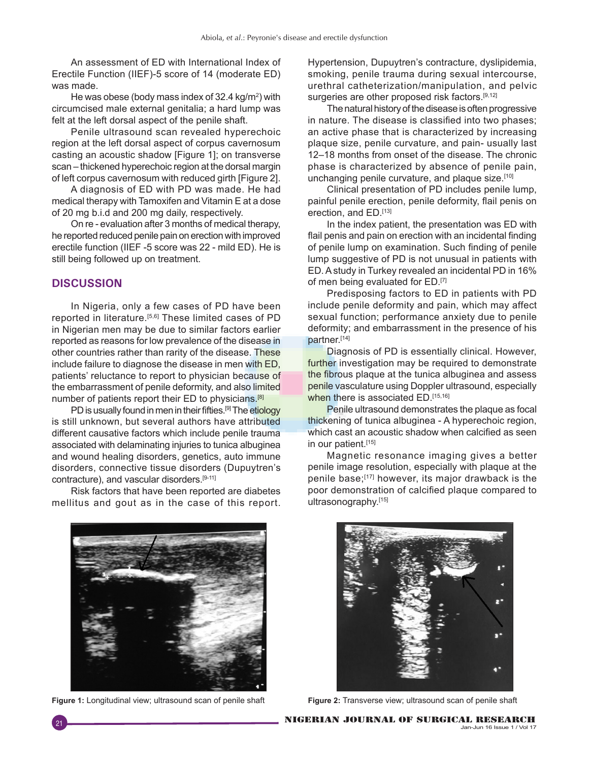An assessment of ED with International Index of Erectile Function (IIEF)-5 score of 14 (moderate ED) was made.

He was obese (body mass index of 32.4 kg/m$^2$) with circumcised male external genitalia; a hard lump was felt at the left dorsal aspect of the penile shaft.

Penile ultrasound scan revealed hyperechoic region at the left dorsal aspect of corpus cavernosum casting an acoustic shadow [Figure 1]; on transverse scan – thickened hyperechoic region at the dorsal margin of left corpus cavernosum with reduced girth [Figure 2].

A diagnosis of ED with PD was made. He had medical therapy with Tamoxifen and Vitamin E at a dose of 20 mg b.i.d and 200 mg daily, respectively.

On re - evaluation after 3 months of medical therapy, he reported reduced penile pain on erection with improved erectile function (IIEF -5 score was 22 - mild ED). He is still being followed up on treatment.

## DISCUSSION

In Nigeria, only a few cases of PD have been reported in literature.[5,6] These limited cases of PD in Nigerian men may be due to similar factors earlier reported as reasons for low prevalence of the disease in other countries rather than rarity of the disease. These include failure to diagnose the disease in men with ED, patients' reluctance to report to physician because of the embarrassment of penile deformity, and also limited number of patients report their ED to physicians.[8]

PD is usually found in men in their fifties.[9] The etiology is still unknown, but several authors have attributed different causative factors which include penile trauma associated with delaminating injuries to tunica albuginea and wound healing disorders, genetics, auto immune disorders, connective tissue disorders (Dupuytren's contracture), and vascular disorders.[9-11]

Risk factors that have been reported are diabetes mellitus and gout as in the case of this report. Hypertension, Dupuytren's contracture, dyslipidemia, smoking, penile trauma during sexual intercourse, urethral catheterization/manipulation, and pelvic surgeries are other proposed risk factors.[9,12]

The natural history of the disease is often progressive in nature. The disease is classified into two phases; an active phase that is characterized by increasing plaque size, penile curvature, and pain- usually last 12–18 months from onset of the disease. The chronic phase is characterized by absence of penile pain, unchanging penile curvature, and plaque size.[10]

Clinical presentation of PD includes penile lump, painful penile erection, penile deformity, flail penis on erection, and ED.[13]

In the index patient, the presentation was ED with flail penis and pain on erection with an incidental finding of penile lump on examination. Such finding of penile lump suggestive of PD is not unusual in patients with ED. A study in Turkey revealed an incidental PD in 16% of men being evaluated for ED.[7]

Predisposing factors to ED in patients with PD include penile deformity and pain, which may affect sexual function; performance anxiety due to penile deformity; and embarrassment in the presence of his partner.[14]

Diagnosis of PD is essentially clinical. However, further investigation may be required to demonstrate the fibrous plaque at the tunica albuginea and assess penile vasculature using Doppler ultrasound, especially when there is associated ED.[15,16]

Penile ultrasound demonstrates the plaque as focal thickening of tunica albuginea - A hyperechoic region, which cast an acoustic shadow when calcified as seen in our patient.[15]

Magnetic resonance imaging gives a better penile image resolution, especially with plaque at the penile base;[17] however, its major drawback is the poor demonstration of calcified plaque compared to ultrasonography.[15]

**Figure 1:** Longitudinal view; ultrasound scan of penile shaft

**Figure 2:** Transverse view; ultrasound scan of penile shaft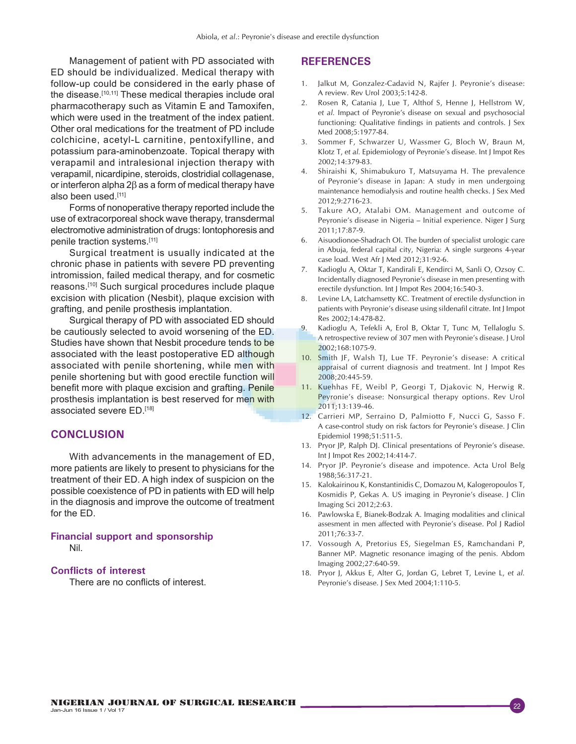Management of patient with PD associated with ED should be individualized. Medical therapy with follow-up could be considered in the early phase of the disease.[10,11] These medical therapies include oral pharmacotherapy such as Vitamin E and Tamoxifen, which were used in the treatment of the index patient. Other oral medications for the treatment of PD include colchicine, acetyl-L carnitine, pentoxifylline, and potassium para-aminobenzoate. Topical therapy with verapamil and intralesional injection therapy with verapamil, nicardipine, steroids, clostridial collagenase, or interferon alpha 2β as a form of medical therapy have also been used.[11]

Forms of nonoperative therapy reported include the use of extracorporeal shock wave therapy, transdermal electromotive administration of drugs: Iontophoresis and penile traction systems.[11]

Surgical treatment is usually indicated at the chronic phase in patients with severe PD preventing intromission, failed medical therapy, and for cosmetic reasons.[10] Such surgical procedures include plaque excision with plication (Nesbit), plaque excision with grafting, and penile prosthesis implantation.

Surgical therapy of PD with associated ED should be cautiously selected to avoid worsening of the ED. Studies have shown that Nesbit procedure tends to be associated with the least postoperative ED although associated with penile shortening, while men with penile shortening but with good erectile function will benefit more with plaque excision and grafting. Penile prosthesis implantation is best reserved for men with associated severe ED.[18]

## CONCLUSION

With advancements in the management of ED, more patients are likely to present to physicians for the treatment of their ED. A high index of suspicion on the possible coexistence of PD in patients with ED will help in the diagnosis and improve the outcome of treatment for the ED.

### Financial support and sponsorship

Nil.

### Conflicts of interest

There are no conflicts of interest.

## REFERENCES

1. Jalkut M, Gonzalez-Cadavid N, Rajfer J. Peyronie's disease: A review. Rev Urol 2003;5:142-8.
2. Rosen R, Catania J, Lue T, Althof S, Henne J, Hellstrom W, *et al.* Impact of Peyronie's disease on sexual and psychosocial functioning: Qualitative findings in patients and controls. J Sex Med 2008;5:1977-84.
3. Sommer F, Schwarzer U, Wassmer G, Bloch W, Braun M, Klotz T, *et al.* Epidemiology of Peyronie's disease. Int J Impot Res 2002;14:379-83.
4. Shiraishi K, Shimabukuro T, Matsuyama H. The prevalence of Peyronie's disease in Japan: A study in men undergoing maintenance hemodialysis and routine health checks. J Sex Med 2012;9:2716-23.
5. Takure AO, Atalabi OM. Management and outcome of Peyronie's disease in Nigeria – Initial experience. Niger J Surg 2011;17:87-9.
6. Aisuodionoe-Shadrach OI. The burden of specialist urologic care in Abuja, federal capital city, Nigeria: A single surgeons 4-year case load. West Afr J Med 2012;31:92-6.
7. Kadioglu A, Oktar T, Kandirali E, Kendirci M, Sanli O, Ozsoy C. Incidentally diagnosed Peyronie's disease in men presenting with erectile dysfunction. Int J Impot Res 2004;16:540-3.
8. Levine LA, Latchamsetty KC. Treatment of erectile dysfunction in patients with Peyronie's disease using sildenafil citrate. Int J Impot Res 2002;14:478-82.
9. Kadioglu A, Tefekli A, Erol B, Oktar T, Tunc M, Tellaloglu S. A retrospective review of 307 men with Peyronie's disease. J Urol 2002;168:1075-9.
10. Smith JF, Walsh TJ, Lue TF. Peyronie's disease: A critical appraisal of current diagnosis and treatment. Int J Impot Res 2008;20:445-59.
11. Kuehhas FE, Weibl P, Georgi T, Djakovic N, Herwig R. Peyronie's disease: Nonsurgical therapy options. Rev Urol 2011;13:139-46.
12. Carrieri MP, Serraino D, Palmiotto F, Nucci G, Sasso F. A case-control study on risk factors for Peyronie's disease. J Clin Epidemiol 1998;51:511-5.
13. Pryor JP, Ralph DJ. Clinical presentations of Peyronie's disease. Int J Impot Res 2002;14:414-7.
14. Pryor JP. Peyronie's disease and impotence. Acta Urol Belg 1988;56:317-21.
15. Kalokairinou K, Konstantinidis C, Domazou M, Kalogeropoulos T, Kosmidis P, Gekas A. US imaging in Peyronie's disease. J Clin Imaging Sci 2012;2:63.
16. Pawlowska E, Bianek-Bodzak A. Imaging modalities and clinical assesment in men affected with Peyronie's disease. Pol J Radiol 2011;76:33-7.
17. Vossough A, Pretorius ES, Siegelman ES, Ramchandani P, Banner MP. Magnetic resonance imaging of the penis. Abdom Imaging 2002;27:640-59.
18. Pryor J, Akkus E, Alter G, Jordan G, Lebret T, Levine L, *et al.* Peyronie's disease. J Sex Med 2004;1:110-5.